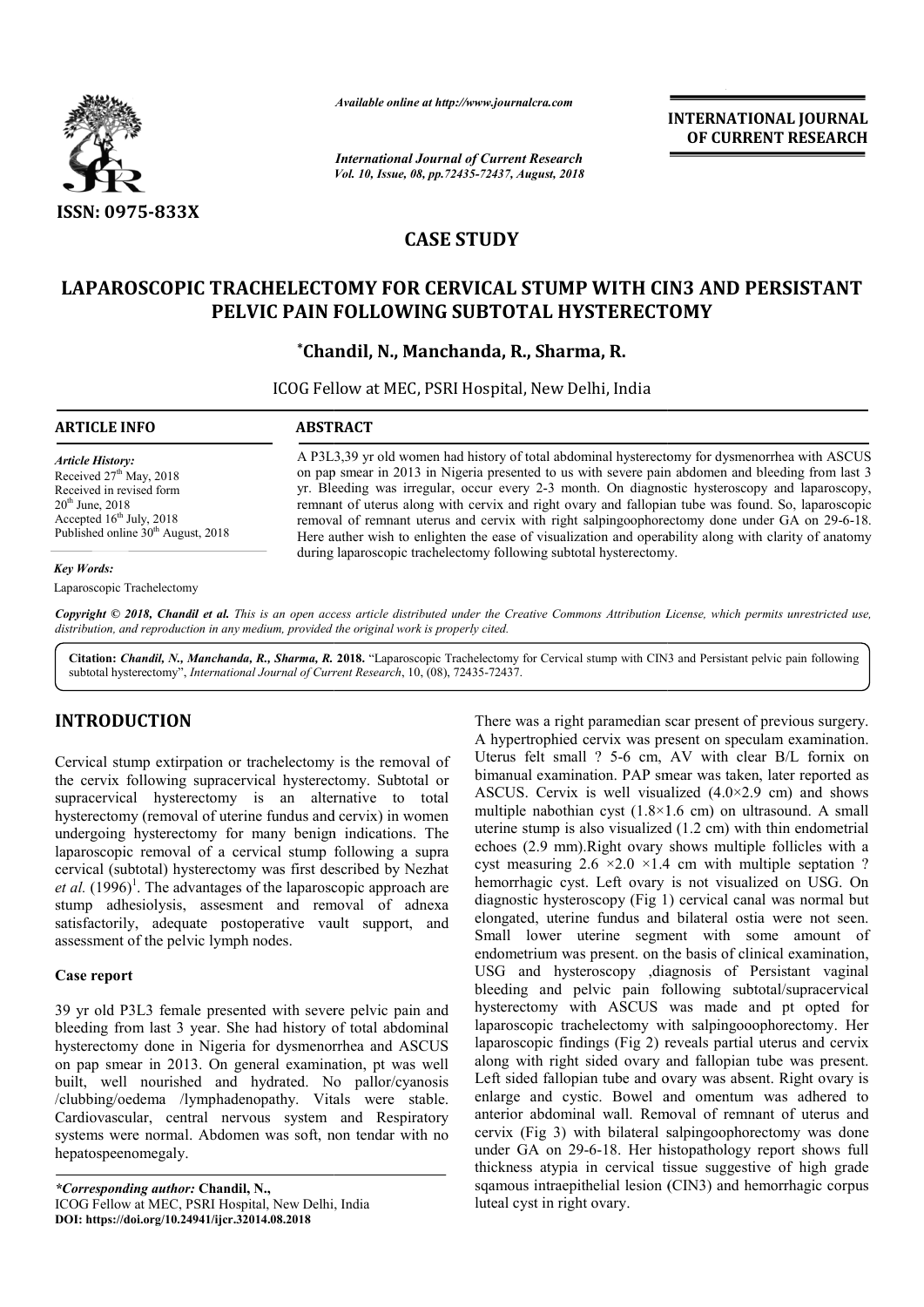*Available online at http://www.journalcra.com*

*International Journal of Current Research*
*Vol. 10, Issue, 08, pp.72435-72437, August, 2018*

**INTERNATIONAL JOURNAL OF CURRENT RESEARCH**

**ISSN: 0975-833X**

## CASE STUDY

# LAPAROSCOPIC TRACHELECTOMY FOR CERVICAL STUMP WITH CIN3 AND PERSISTANT PELVIC PAIN FOLLOWING SUBTOTAL HYSTERECTOMY

**\*Chandil, N., Manchanda, R., Sharma, R.**

ICOG Fellow at MEC, PSRI Hospital, New Delhi, India

**ARTICLE INFO**

*Article History:*
Received 27th May, 2018
Received in revised form
20th June, 2018
Accepted 16th July, 2018
Published online 30th August, 2018

*Key Words:*
Laparoscopic Trachelectomy

**ABSTRACT**

A P3L3,39 yr old women had history of total abdominal hysterectomy for dysmenorrhea with ASCUS on pap smear in 2013 in Nigeria presented to us with severe pain abdomen and bleeding from last 3 yr. Bleeding was irregular, occur every 2-3 month. On diagnostic hysteroscopy and laparoscopy, remnant of uterus along with cervix and right ovary and fallopian tube was found. So, laparoscopic removal of remnant uterus and cervix with right salpingoophorectomy done under GA on 29-6-18. Here auther wish to enlighten the ease of visualization and operability along with clarity of anatomy during laparoscopic trachelectomy following subtotal hysterectomy.

*Copyright © 2018, Chandil et al. This is an open access article distributed under the Creative Commons Attribution License, which permits unrestricted use, distribution, and reproduction in any medium, provided the original work is properly cited.*

**Citation:** *Chandil, N., Manchanda, R., Sharma, R.* **2018.** "Laparoscopic Trachelectomy for Cervical stump with CIN3 and Persistant pelvic pain following subtotal hysterectomy", *International Journal of Current Research*, 10, (08), 72435-72437.

## INTRODUCTION

Cervical stump extirpation or trachelectomy is the removal of the cervix following supracervical hysterectomy. Subtotal or supracervical hysterectomy is an alternative to total hysterectomy (removal of uterine fundus and cervix) in women undergoing hysterectomy for many benign indications. The laparoscopic removal of a cervical stump following a supra cervical (subtotal) hysterectomy was first described by Nezhat *et al.* (1996)[1]. The advantages of the laparoscopic approach are stump adhesiolysis, assesment and removal of adnexa satisfactorily, adequate postoperative vault support, and assessment of the pelvic lymph nodes.

### Case report

39 yr old P3L3 female presented with severe pelvic pain and bleeding from last 3 year. She had history of total abdominal hysterectomy done in Nigeria for dysmenorrhea and ASCUS on pap smear in 2013. On general examination, pt was well built, well nourished and hydrated. No pallor/cyanosis /clubbing/oedema /lymphadenopathy. Vitals were stable. Cardiovascular, central nervous system and Respiratory systems were normal. Abdomen was soft, non tendar with no hepatospeenomegaly.

There was a right paramedian scar present of previous surgery. A hypertrophied cervix was present on speculam examination. Uterus felt small ? 5-6 cm, AV with clear B/L fornix on bimanual examination. PAP smear was taken, later reported as ASCUS. Cervix is well visualized (4.0×2.9 cm) and shows multiple nabothian cyst (1.8×1.6 cm) on ultrasound. A small uterine stump is also visualized (1.2 cm) with thin endometrial echoes (2.9 mm).Right ovary shows multiple follicles with a cyst measuring 2.6 ×2.0 ×1.4 cm with multiple septation ? hemorrhagic cyst. Left ovary is not visualized on USG. On diagnostic hysteroscopy (Fig 1) cervical canal was normal but elongated, uterine fundus and bilateral ostia were not seen. Small lower uterine segment with some amount of endometrium was present. on the basis of clinical examination, USG and hysteroscopy ,diagnosis of Persistant vaginal bleeding and pelvic pain following subtotal/supracervical hysterectomy with ASCUS was made and pt opted for laparoscopic trachelectomy with salpingooophorectomy. Her laparoscopic findings (Fig 2) reveals partial uterus and cervix along with right sided ovary and fallopian tube was present. Left sided fallopian tube and ovary was absent. Right ovary is enlarge and cystic. Bowel and omentum was adhered to anterior abdominal wall. Removal of remnant of uterus and cervix (Fig 3) with bilateral salpingoophorectomy was done under GA on 29-6-18. Her histopathology report shows full thickness atypia in cervical tissue suggestive of high grade sqamous intraepithelial lesion (CIN3) and hemorrhagic corpus luteal cyst in right ovary.

*\*Corresponding author:* **Chandil, N.,**
ICOG Fellow at MEC, PSRI Hospital, New Delhi, India
**DOI: https://doi.org/10.24941/ijcr.32014.08.2018**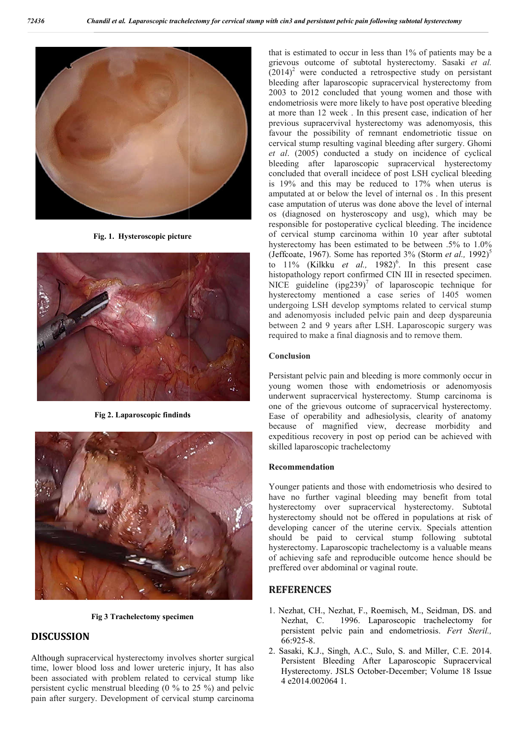Fig. 1. Hysteroscopic picture

Fig 2. Laparoscopic findinds

Fig 3 Trachelectomy specimen

## DISCUSSION

Although supracervical hysterectomy involves shorter surgical time, lower blood loss and lower ureteric injury, It has also been associated with problem related to cervical stump like persistent cyclic menstrual bleeding (0 % to 25 %) and pelvic pain after surgery. Development of cervical stump carcinoma that is estimated to occur in less than 1% of patients may be a grievous outcome of subtotal hysterectomy. Sasaki *et al.* (2014)[2] were conducted a retrospective study on persistant bleeding after laparoscopic supracervical hysterectomy from 2003 to 2012 concluded that young women and those with endometriosis were more likely to have post operative bleeding at more than 12 week . In this present case, indication of her previous supracervival hysterectomy was adenomyosis, this favour the possibility of remnant endometriotic tissue on cervical stump resulting vaginal bleeding after surgery. Ghomi *et al*. (2005) conducted a study on incidence of cyclical bleeding after laparoscopic supracervical hysterectomy concluded that overall incidece of post LSH cyclical bleeding is 19% and this may be reduced to 17% when uterus is amputated at or below the level of internal os . In this present case amputation of uterus was done above the level of internal os (diagnosed on hysteroscopy and usg), which may be responsible for postoperative cyclical bleeding. The incidence of cervical stump carcinoma within 10 year after subtotal hysterectomy has been estimated to be between .5% to 1.0% (Jeffcoate, 1967). Some has reported 3% (Storm *et al.,* 1992)[5] to 11% (Kilkku *et al.,* 1982)[6]. In this present case histopathology report confirmed CIN III in resected specimen. NICE guideline (ipg239)[7] of laparoscopic technique for hysterectomy mentioned a case series of 1405 women undergoing LSH develop symptoms related to cervical stump and adenomyosis included pelvic pain and deep dyspareunia between 2 and 9 years after LSH. Laparoscopic surgery was required to make a final diagnosis and to remove them.

### Conclusion

Persistant pelvic pain and bleeding is more commonly occur in young women those with endometriosis or adenomyosis underwent supracervical hysterectomy. Stump carcinoma is one of the grievous outcome of supracervical hysterectomy. Ease of operability and adhesiolysis, clearity of anatomy because of magnified view, decrease morbidity and expeditious recovery in post op period can be achieved with skilled laparoscopic trachelectomy

### Recommendation

Younger patients and those with endometriosis who desired to have no further vaginal bleeding may benefit from total hysterectomy over supracervical hysterectomy. Subtotal hysterectomy should not be offered in populations at risk of developing cancer of the uterine cervix. Specials attention should be paid to cervical stump following subtotal hysterectomy. Laparoscopic trachelectomy is a valuable means of achieving safe and reproducible outcome hence should be preffered over abdominal or vaginal route.

## REFERENCES

1. Nezhat, CH., Nezhat, F., Roemisch, M., Seidman, DS. and Nezhat, C. 1996. Laparoscopic trachelectomy for persistent pelvic pain and endometriosis. *Fert Steril.,* 66:925-8.
2. Sasaki, K.J., Singh, A.C., Sulo, S. and Miller, C.E. 2014. Persistent Bleeding After Laparoscopic Supracervical Hysterectomy. JSLS October-December; Volume 18 Issue 4 e2014.002064 1.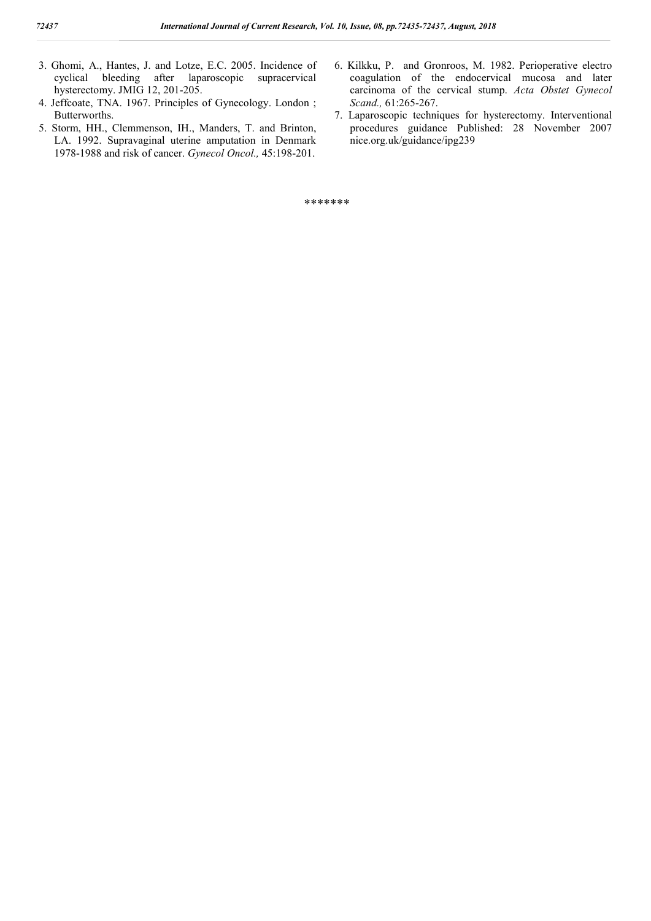3. Ghomi, A., Hantes, J. and Lotze, E.C. 2005. Incidence of cyclical bleeding after laparoscopic supracervical hysterectomy. JMIG 12, 201-205.
4. Jeffcoate, TNA. 1967. Principles of Gynecology. London ; Butterworths.
5. Storm, HH., Clemmenson, IH., Manders, T. and Brinton, LA. 1992. Supravaginal uterine amputation in Denmark 1978-1988 and risk of cancer. *Gynecol Oncol.,* 45:198-201.
6. Kilkku, P. and Gronroos, M. 1982. Perioperative electro coagulation of the endocervical mucosa and later carcinoma of the cervical stump. *Acta Obstet Gynecol Scand.,* 61:265-267.
7. Laparoscopic techniques for hysterectomy. Interventional procedures guidance Published: 28 November 2007 nice.org.uk/guidance/ipg239

*******